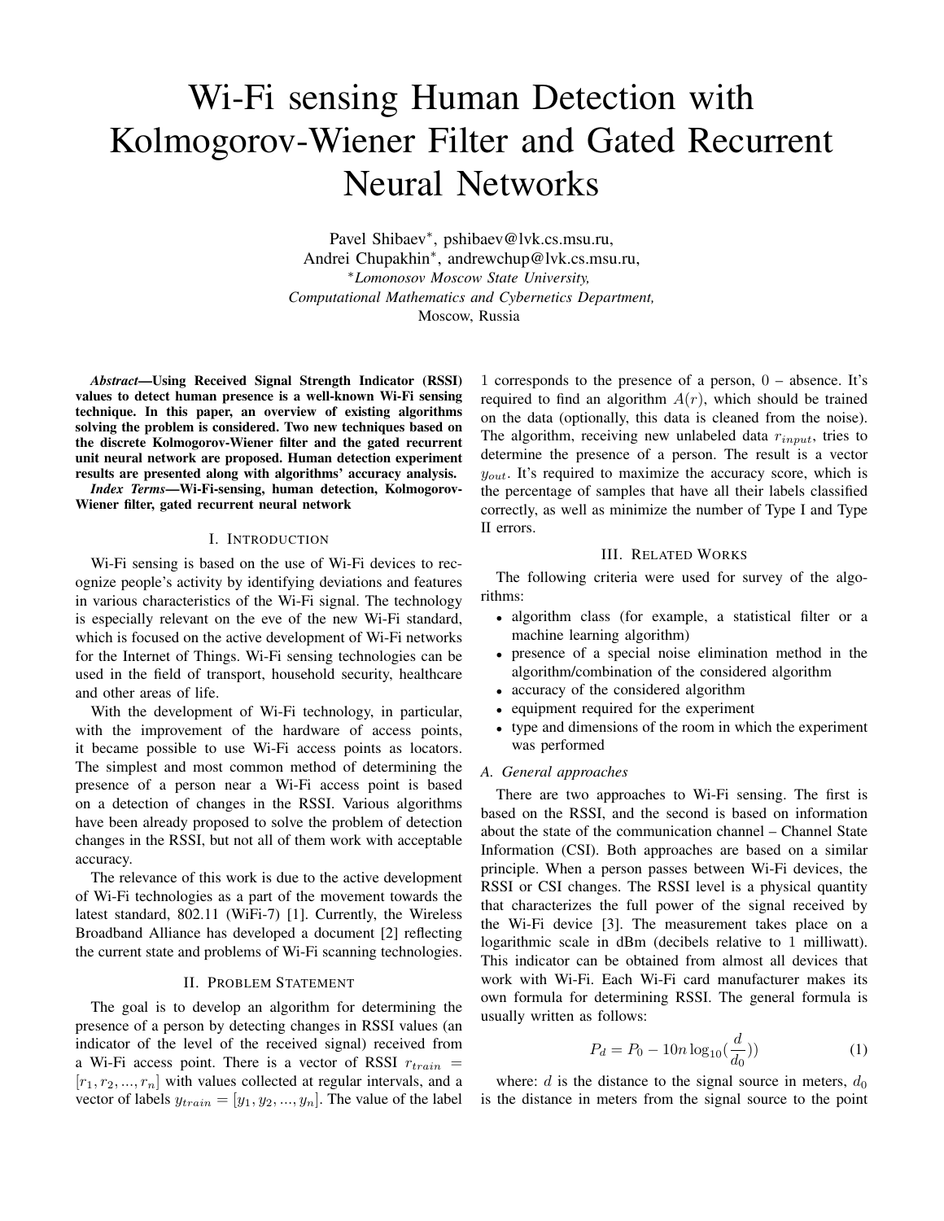# Wi-Fi sensing Human Detection with Kolmogorov-Wiener Filter and Gated Recurrent Neural Networks

Pavel Shibaev*, pshibaev@lvk.cs.msu.ru,
Andrei Chupakhin*, andrewchup@lvk.cs.msu.ru,
*Lomonosov Moscow State University,
Computational Mathematics and Cybernetics Department,
Moscow, Russia

***Abstract*—Using Received Signal Strength Indicator (RSSI) values to detect human presence is a well-known Wi-Fi sensing technique. In this paper, an overview of existing algorithms solving the problem is considered. Two new techniques based on the discrete Kolmogorov-Wiener filter and the gated recurrent unit neural network are proposed. Human detection experiment results are presented along with algorithms' accuracy analysis.**

***Index Terms*—Wi-Fi-sensing, human detection, Kolmogorov-Wiener filter, gated recurrent neural network**

## I. Introduction

Wi-Fi sensing is based on the use of Wi-Fi devices to recognize people's activity by identifying deviations and features in various characteristics of the Wi-Fi signal. The technology is especially relevant on the eve of the new Wi-Fi standard, which is focused on the active development of Wi-Fi networks for the Internet of Things. Wi-Fi sensing technologies can be used in the field of transport, household security, healthcare and other areas of life.

With the development of Wi-Fi technology, in particular, with the improvement of the hardware of access points, it became possible to use Wi-Fi access points as locators. The simplest and most common method of determining the presence of a person near a Wi-Fi access point is based on a detection of changes in the RSSI. Various algorithms have been already proposed to solve the problem of detection changes in the RSSI, but not all of them work with acceptable accuracy.

The relevance of this work is due to the active development of Wi-Fi technologies as a part of the movement towards the latest standard, 802.11 (WiFi-7) [1]. Currently, the Wireless Broadband Alliance has developed a document [2] reflecting the current state and problems of Wi-Fi scanning technologies.

## II. Problem Statement

The goal is to develop an algorithm for determining the presence of a person by detecting changes in RSSI values (an indicator of the level of the received signal) received from a Wi-Fi access point. There is a vector of RSSI $r_{train} = [r_1, r_2, ..., r_n]$ with values collected at regular intervals, and a vector of labels $y_{train} = [y_1, y_2, ..., y_n]$. The value of the label 1 corresponds to the presence of a person, 0 – absence. It's required to find an algorithm $A(r)$, which should be trained on the data (optionally, this data is cleaned from the noise). The algorithm, receiving new unlabeled data $r_{input}$, tries to determine the presence of a person. The result is a vector $y_{out}$. It's required to maximize the accuracy score, which is the percentage of samples that have all their labels classified correctly, as well as minimize the number of Type I and Type II errors.

## III. Related Works

The following criteria were used for survey of the algorithms:

- algorithm class (for example, a statistical filter or a machine learning algorithm)
- presence of a special noise elimination method in the algorithm/combination of the considered algorithm
- accuracy of the considered algorithm
- equipment required for the experiment
- type and dimensions of the room in which the experiment was performed

### A. General approaches

There are two approaches to Wi-Fi sensing. The first is based on the RSSI, and the second is based on information about the state of the communication channel – Channel State Information (CSI). Both approaches are based on a similar principle. When a person passes between Wi-Fi devices, the RSSI or CSI changes. The RSSI level is a physical quantity that characterizes the full power of the signal received by the Wi-Fi device [3]. The measurement takes place on a logarithmic scale in dBm (decibels relative to 1 milliwatt). This indicator can be obtained from almost all devices that work with Wi-Fi. Each Wi-Fi card manufacturer makes its own formula for determining RSSI. The general formula is usually written as follows:

$$P_d = P_0 - 10n \log_{10}(\frac{d}{d_0}) \tag{1}$$

where: $d$ is the distance to the signal source in meters, $d_0$ is the distance in meters from the signal source to the point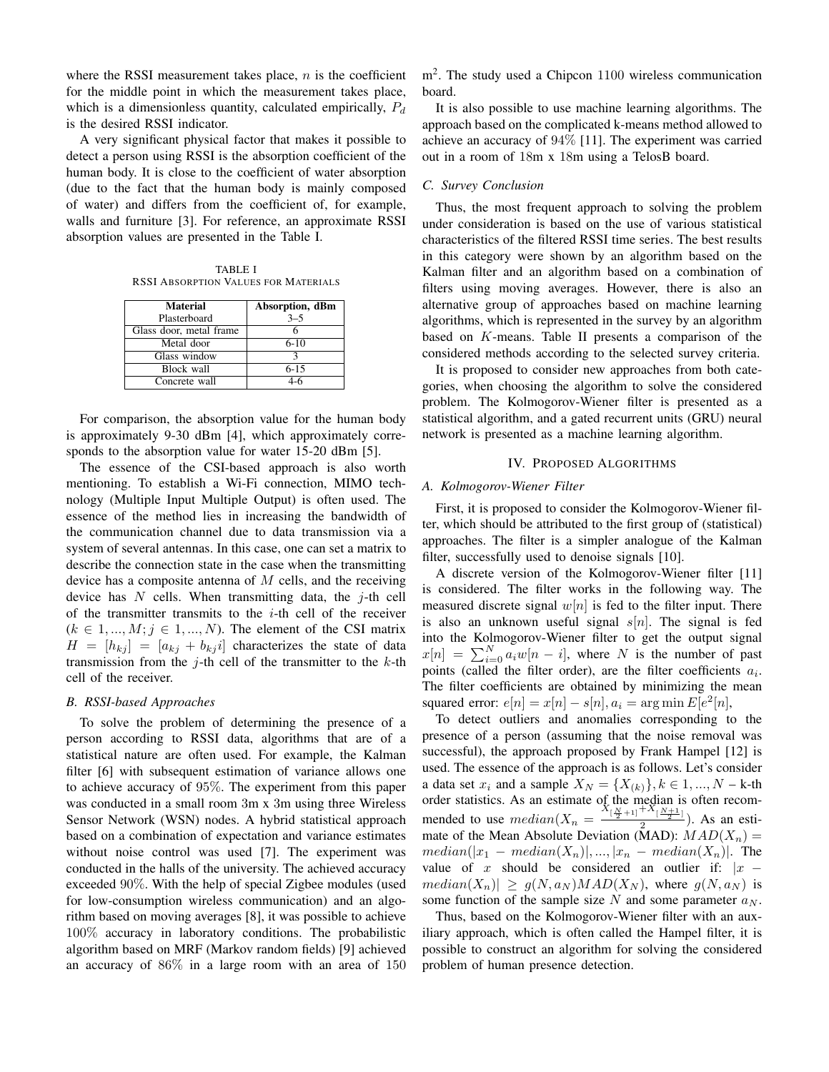where the RSSI measurement takes place, $n$ is the coefficient for the middle point in which the measurement takes place, which is a dimensionless quantity, calculated empirically, $P_d$ is the desired RSSI indicator.

A very significant physical factor that makes it possible to detect a person using RSSI is the absorption coefficient of the human body. It is close to the coefficient of water absorption (due to the fact that the human body is mainly composed of water) and differs from the coefficient of, for example, walls and furniture [3]. For reference, an approximate RSSI absorption values are presented in the Table I.

TABLE I
RSSI ABSORPTION VALUES FOR MATERIALS

| Material | Absorption, dBm |
|---|---|
| Plasterboard | 3–5 |
| Glass door, metal frame | 6 |
| Metal door | 6-10 |
| Glass window | 3 |
| Block wall | 6-15 |
| Concrete wall | 4-6 |

For comparison, the absorption value for the human body is approximately 9-30 dBm [4], which approximately corresponds to the absorption value for water 15-20 dBm [5].

The essence of the CSI-based approach is also worth mentioning. To establish a Wi-Fi connection, MIMO technology (Multiple Input Multiple Output) is often used. The essence of the method lies in increasing the bandwidth of the communication channel due to data transmission via a system of several antennas. In this case, one can set a matrix to describe the connection state in the case when the transmitting device has a composite antenna of $M$ cells, and the receiving device has $N$ cells. When transmitting data, the $j$-th cell of the transmitter transmits to the $i$-th cell of the receiver ($k \in 1, ..., M; j \in 1, ..., N$). The element of the CSI matrix $H = [h_{kj}] = [a_{kj} + b_{kj}i]$ characterizes the state of data transmission from the $j$-th cell of the transmitter to the $k$-th cell of the receiver.

### B. RSSI-based Approaches

To solve the problem of determining the presence of a person according to RSSI data, algorithms that are of a statistical nature are often used. For example, the Kalman filter [6] with subsequent estimation of variance allows one to achieve accuracy of $95\%$. The experiment from this paper was conducted in a small room 3m x 3m using three Wireless Sensor Network (WSN) nodes. A hybrid statistical approach based on a combination of expectation and variance estimates without noise control was used [7]. The experiment was conducted in the halls of the university. The achieved accuracy exceeded $90\%$. With the help of special Zigbee modules (used for low-consumption wireless communication) and an algorithm based on moving averages [8], it was possible to achieve $100\%$ accuracy in laboratory conditions. The probabilistic algorithm based on MRF (Markov random fields) [9] achieved an accuracy of $86\%$ in a large room with an area of 150 $\text{m}^2$. The study used a Chipcon 1100 wireless communication board.

It is also possible to use machine learning algorithms. The approach based on the complicated k-means method allowed to achieve an accuracy of $94\%$ [11]. The experiment was carried out in a room of 18m x 18m using a TelosB board.

### C. Survey Conclusion

Thus, the most frequent approach to solving the problem under consideration is based on the use of various statistical characteristics of the filtered RSSI time series. The best results in this category were shown by an algorithm based on the Kalman filter and an algorithm based on a combination of filters using moving averages. However, there is also an alternative group of approaches based on machine learning algorithms, which is represented in the survey by an algorithm based on $K$-means. Table II presents a comparison of the considered methods according to the selected survey criteria.

It is proposed to consider new approaches from both categories, when choosing the algorithm to solve the considered problem. The Kolmogorov-Wiener filter is presented as a statistical algorithm, and a gated recurrent units (GRU) neural network is presented as a machine learning algorithm.

## IV. PROPOSED ALGORITHMS

### A. Kolmogorov-Wiener Filter

First, it is proposed to consider the Kolmogorov-Wiener filter, which should be attributed to the first group of (statistical) approaches. The filter is a simpler analogue of the Kalman filter, successfully used to denoise signals [10].

A discrete version of the Kolmogorov-Wiener filter [11] is considered. The filter works in the following way. The measured discrete signal $w[n]$ is fed to the filter input. There is also an unknown useful signal $s[n]$. The signal is fed into the Kolmogorov-Wiener filter to get the output signal $x[n] = \sum_{i=0}^{N} a_i w[n-i]$, where $N$ is the number of past points (called the filter order), are the filter coefficients $a_i$. The filter coefficients are obtained by minimizing the mean squared error: $e[n] = x[n] - s[n], a_i = \arg\min E[e^2[n]$,

To detect outliers and anomalies corresponding to the presence of a person (assuming that the noise removal was successful), the approach proposed by Frank Hampel [12] is used. The essence of the approach is as follows. Let's consider a data set $x_i$ and a sample $X_N = \{X_{(k)}\}, k \in 1, ..., N$ – k-th order statistics. As an estimate of the median is often recommended to use $median(X_n = \frac{X_{[\frac{N}{2}+1]} + X_{[\frac{N+1}{2}]}}{2})$. As an estimate of the Mean Absolute Deviation (MAD): $MAD(X_n) = median(|x_1 - median(X_n)|, ..., |x_n - median(X_n)|$. The value of $x$ should be considered an outlier if: $|x - median(X_n)| \geq g(N, a_N) MAD(X_N)$, where $g(N, a_N)$ is some function of the sample size $N$ and some parameter $a_N$.

Thus, based on the Kolmogorov-Wiener filter with an auxiliary approach, which is often called the Hampel filter, it is possible to construct an algorithm for solving the considered problem of human presence detection.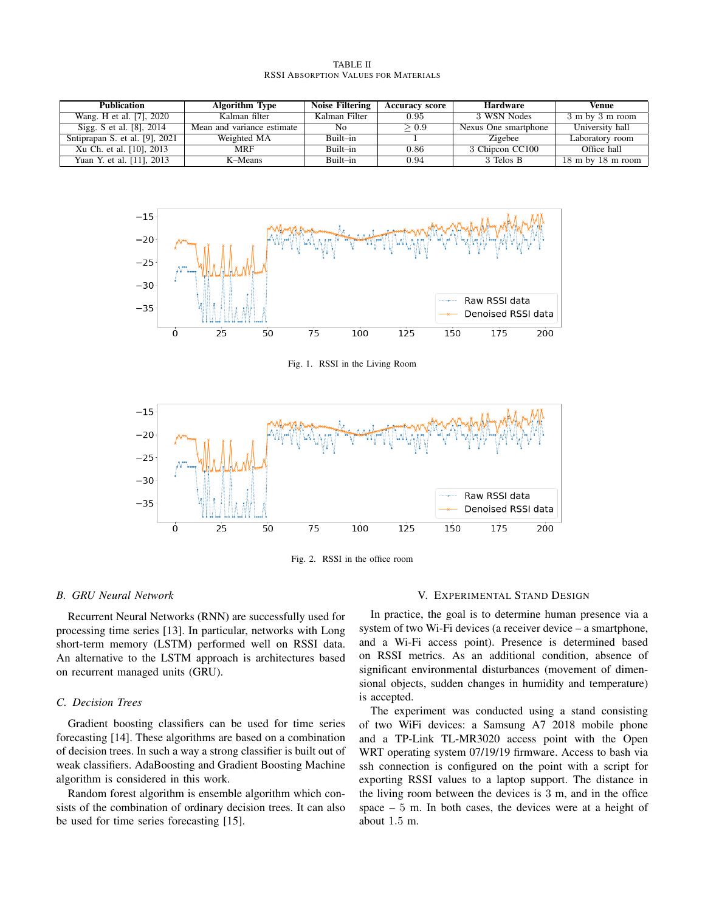TABLE II
RSSI ABSORPTION VALUES FOR MATERIALS

| Publication | Algorithm Type | Noise Filtering | Accuracy score | Hardware | Venue |
|---|---|---|---|---|---|
| Wang. H et al. [7], 2020 | Kalman filter | Kalman Filter | 0.95 | 3 WSN Nodes | 3 m by 3 m room |
| Sigg. S et al. [8], 2014 | Mean and variance estimate | No | $\geq 0.9$ | Nexus One smartphone | University hall |
| Sntiprapan S. et al. [9], 2021 | Weighted MA | Built–in | 1 | Zigebee | Laboratory room |
| Xu Ch. et al. [10], 2013 | MRF | Built–in | 0.86 | 3 Chipcon CC100 | Office hall |
| Yuan Y. et al. [11], 2013 | K–Means | Built–in | 0.94 | 3 Telos B | 18 m by 18 m room |

Fig. 1. RSSI in the Living Room

Fig. 2. RSSI in the office room

### B. GRU Neural Network

Recurrent Neural Networks (RNN) are successfully used for processing time series [13]. In particular, networks with Long short-term memory (LSTM) performed well on RSSI data. An alternative to the LSTM approach is architectures based on recurrent managed units (GRU).

### C. Decision Trees

Gradient boosting classifiers can be used for time series forecasting [14]. These algorithms are based on a combination of decision trees. In such a way a strong classifier is built out of weak classifiers. AdaBoosting and Gradient Boosting Machine algorithm is considered in this work.

Random forest algorithm is ensemble algorithm which consists of the combination of ordinary decision trees. It can also be used for time series forecasting [15].

## V. EXPERIMENTAL STAND DESIGN

In practice, the goal is to determine human presence via a system of two Wi-Fi devices (a receiver device – a smartphone, and a Wi-Fi access point). Presence is determined based on RSSI metrics. As an additional condition, absence of significant environmental disturbances (movement of dimensional objects, sudden changes in humidity and temperature) is accepted.

The experiment was conducted using a stand consisting of two WiFi devices: a Samsung A7 2018 mobile phone and a TP-Link TL-MR3020 access point with the Open WRT operating system 07/19/19 firmware. Access to bash via ssh connection is configured on the point with a script for exporting RSSI values to a laptop support. The distance in the living room between the devices is 3 m, and in the office space – 5 m. In both cases, the devices were at a height of about 1.5 m.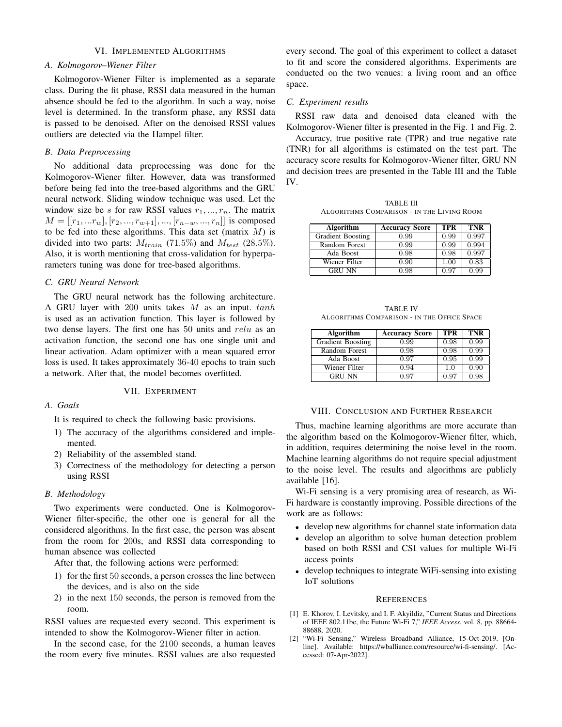## VI. Implemented Algorithms

### A. Kolmogorov–Wiener Filter

Kolmogorov-Wiener Filter is implemented as a separate class. During the fit phase, RSSI data measured in the human absence should be fed to the algorithm. In such a way, noise level is determined. In the transform phase, any RSSI data is passed to be denoised. After on the denoised RSSI values outliers are detected via the Hampel filter.

### B. Data Preprocessing

No additional data preprocessing was done for the Kolmogorov-Wiener filter. However, data was transformed before being fed into the tree-based algorithms and the GRU neural network. Sliding window technique was used. Let the window size be $s$ for raw RSSI values $r_1, ..., r_n$. The matrix $M = [[r_1, ...r_w], [r_2, ..., r_{w+1}], ..., [r_{n-w}, ..., r_n]]$ is composed to be fed into these algorithms. This data set (matrix $M$) is divided into two parts: $M_{train}$ (71.5%) and $M_{test}$ (28.5%). Also, it is worth mentioning that cross-validation for hyperparameters tuning was done for tree-based algorithms.

### C. GRU Neural Network

The GRU neural network has the following architecture. A GRU layer with 200 units takes $M$ as an input. $tanh$ is used as an activation function. This layer is followed by two dense layers. The first one has 50 units and $relu$ as an activation function, the second one has one single unit and linear activation. Adam optimizer with a mean squared error loss is used. It takes approximately 36-40 epochs to train such a network. After that, the model becomes overfitted.

## VII. Experiment

### A. Goals

It is required to check the following basic provisions.

1) The accuracy of the algorithms considered and implemented.
2) Reliability of the assembled stand.
3) Correctness of the methodology for detecting a person using RSSI

### B. Methodology

Two experiments were conducted. One is Kolmogorov-Wiener filter-specific, the other one is general for all the considered algorithms. In the first case, the person was absent from the room for 200s, and RSSI data corresponding to human absence was collected

After that, the following actions were performed:

1) for the first 50 seconds, a person crosses the line between the devices, and is also on the side
2) in the next 150 seconds, the person is removed from the room.

RSSI values are requested every second. This experiment is intended to show the Kolmogorov-Wiener filter in action.

In the second case, for the 2100 seconds, a human leaves the room every five minutes. RSSI values are also requested every second. The goal of this experiment to collect a dataset to fit and score the considered algorithms. Experiments are conducted on the two venues: a living room and an office space.

### C. Experiment results

RSSI raw data and denoised data cleaned with the Kolmogorov-Wiener filter is presented in the Fig. 1 and Fig. 2.

Accuracy, true positive rate (TPR) and true negative rate (TNR) for all algorithms is estimated on the test part. The accuracy score results for Kolmogorov-Wiener filter, GRU NN and decision trees are presented in the Table III and the Table IV.

TABLE III
Algorithms Comparison - in the Living Room

| Algorithm | Accuracy Score | TPR | TNR |
|---|---|---|---|
| Gradient Boosting | 0.99 | 0.99 | 0.997 |
| Random Forest | 0.99 | 0.99 | 0.994 |
| Ada Boost | 0.98 | 0.98 | 0.997 |
| Wiener Filter | 0.90 | 1.00 | 0.83 |
| GRU NN | 0.98 | 0.97 | 0.99 |

TABLE IV
Algorithms Comparison - in the Office Space

| Algorithm | Accuracy Score | TPR | TNR |
|---|---|---|---|
| Gradient Boosting | 0.99 | 0.98 | 0.99 |
| Random Forest | 0.98 | 0.98 | 0.99 |
| Ada Boost | 0.97 | 0.95 | 0.99 |
| Wiener Filter | 0.94 | 1.0 | 0.90 |
| GRU NN | 0.97 | 0.97 | 0.98 |

## VIII. Conclusion and Further Research

Thus, machine learning algorithms are more accurate than the algorithm based on the Kolmogorov-Wiener filter, which, in addition, requires determining the noise level in the room. Machine learning algorithms do not require special adjustment to the noise level. The results and algorithms are publicly available [16].

Wi-Fi sensing is a very promising area of research, as Wi-Fi hardware is constantly improving. Possible directions of the work are as follows:

- develop new algorithms for channel state information data
- develop an algorithm to solve human detection problem based on both RSSI and CSI values for multiple Wi-Fi access points
- develop techniques to integrate WiFi-sensing into existing IoT solutions

## References

[1] E. Khorov, I. Levitsky, and I. F. Akyildiz, "Current Status and Directions of IEEE 802.11be, the Future Wi-Fi 7," *IEEE Access*, vol. 8, pp. 88664-88688, 2020.

[2] "Wi-Fi Sensing," Wireless Broadband Alliance, 15-Oct-2019. [Online]. Available: https://wballiance.com/resource/wi-fi-sensing/. [Accessed: 07-Apr-2022].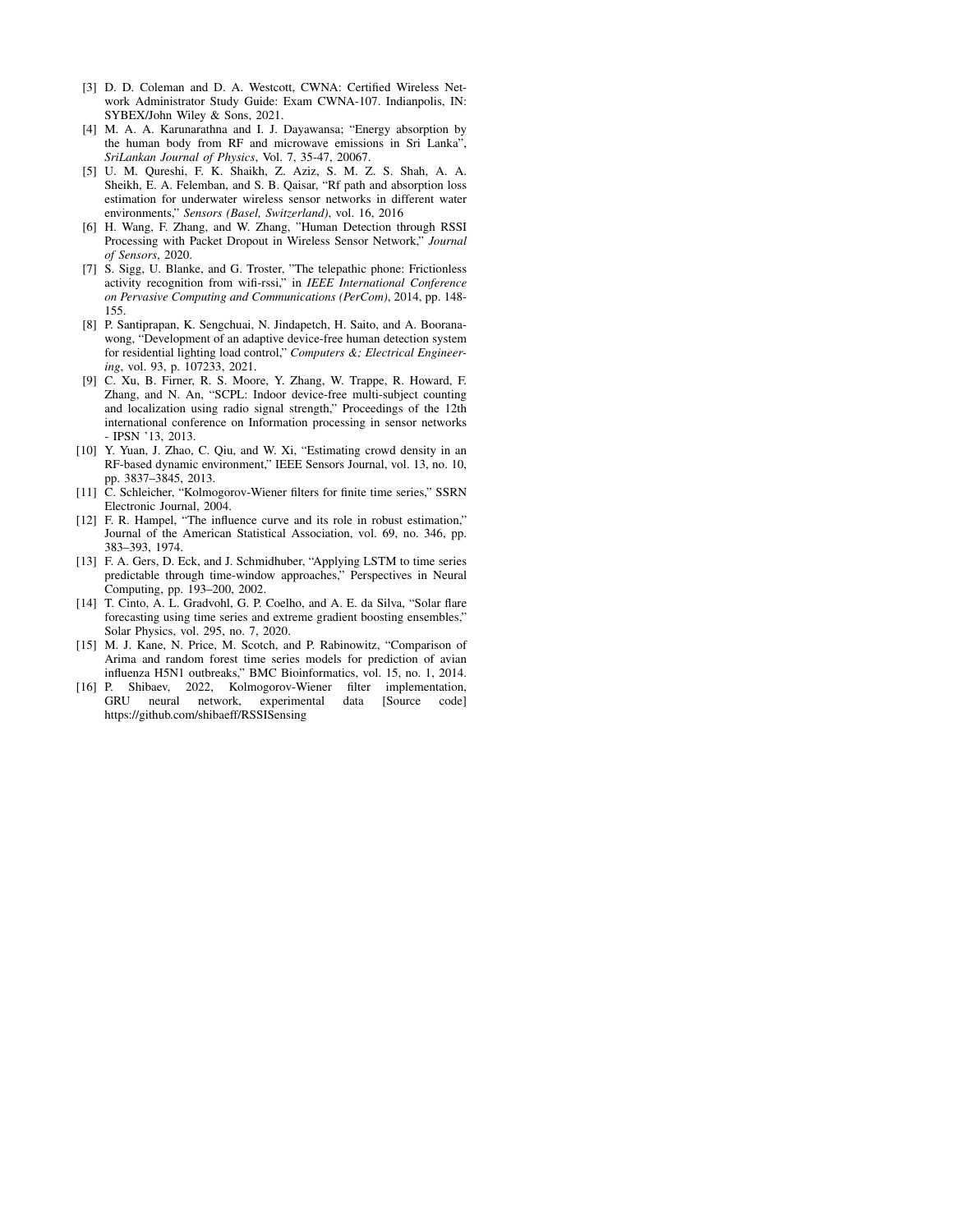[3] D. D. Coleman and D. A. Westcott, CWNA: Certified Wireless Network Administrator Study Guide: Exam CWNA-107. Indianpolis, IN: SYBEX/John Wiley & Sons, 2021.

[4] M. A. A. Karunarathna and I. J. Dayawansa; "Energy absorption by the human body from RF and microwave emissions in Sri Lanka", *SriLankan Journal of Physics*, Vol. 7, 35-47, 20067.

[5] U. M. Qureshi, F. K. Shaikh, Z. Aziz, S. M. Z. S. Shah, A. A. Sheikh, E. A. Felemban, and S. B. Qaisar, "Rf path and absorption loss estimation for underwater wireless sensor networks in different water environments," *Sensors (Basel, Switzerland)*, vol. 16, 2016

[6] H. Wang, F. Zhang, and W. Zhang, "Human Detection through RSSI Processing with Packet Dropout in Wireless Sensor Network," *Journal of Sensors*, 2020.

[7] S. Sigg, U. Blanke, and G. Troster, "The telepathic phone: Frictionless activity recognition from wifi-rssi," in *IEEE International Conference on Pervasive Computing and Communications (PerCom)*, 2014, pp. 148-155.

[8] P. Santiprapan, K. Sengchuai, N. Jindapetch, H. Saito, and A. Booranawong, "Development of an adaptive device-free human detection system for residential lighting load control," *Computers &; Electrical Engineering*, vol. 93, p. 107233, 2021.

[9] C. Xu, B. Firner, R. S. Moore, Y. Zhang, W. Trappe, R. Howard, F. Zhang, and N. An, "SCPL: Indoor device-free multi-subject counting and localization using radio signal strength," Proceedings of the 12th international conference on Information processing in sensor networks - IPSN '13, 2013.

[10] Y. Yuan, J. Zhao, C. Qiu, and W. Xi, "Estimating crowd density in an RF-based dynamic environment," IEEE Sensors Journal, vol. 13, no. 10, pp. 3837–3845, 2013.

[11] C. Schleicher, "Kolmogorov-Wiener filters for finite time series," SSRN Electronic Journal, 2004.

[12] F. R. Hampel, "The influence curve and its role in robust estimation," Journal of the American Statistical Association, vol. 69, no. 346, pp. 383–393, 1974.

[13] F. A. Gers, D. Eck, and J. Schmidhuber, "Applying LSTM to time series predictable through time-window approaches," Perspectives in Neural Computing, pp. 193–200, 2002.

[14] T. Cinto, A. L. Gradvohl, G. P. Coelho, and A. E. da Silva, "Solar flare forecasting using time series and extreme gradient boosting ensembles," Solar Physics, vol. 295, no. 7, 2020.

[15] M. J. Kane, N. Price, M. Scotch, and P. Rabinowitz, "Comparison of Arima and random forest time series models for prediction of avian influenza H5N1 outbreaks," BMC Bioinformatics, vol. 15, no. 1, 2014.

[16] P. Shibaev, 2022, Kolmogorov-Wiener filter implementation, GRU neural network, experimental data [Source code] https://github.com/shibaeff/RSSISensing